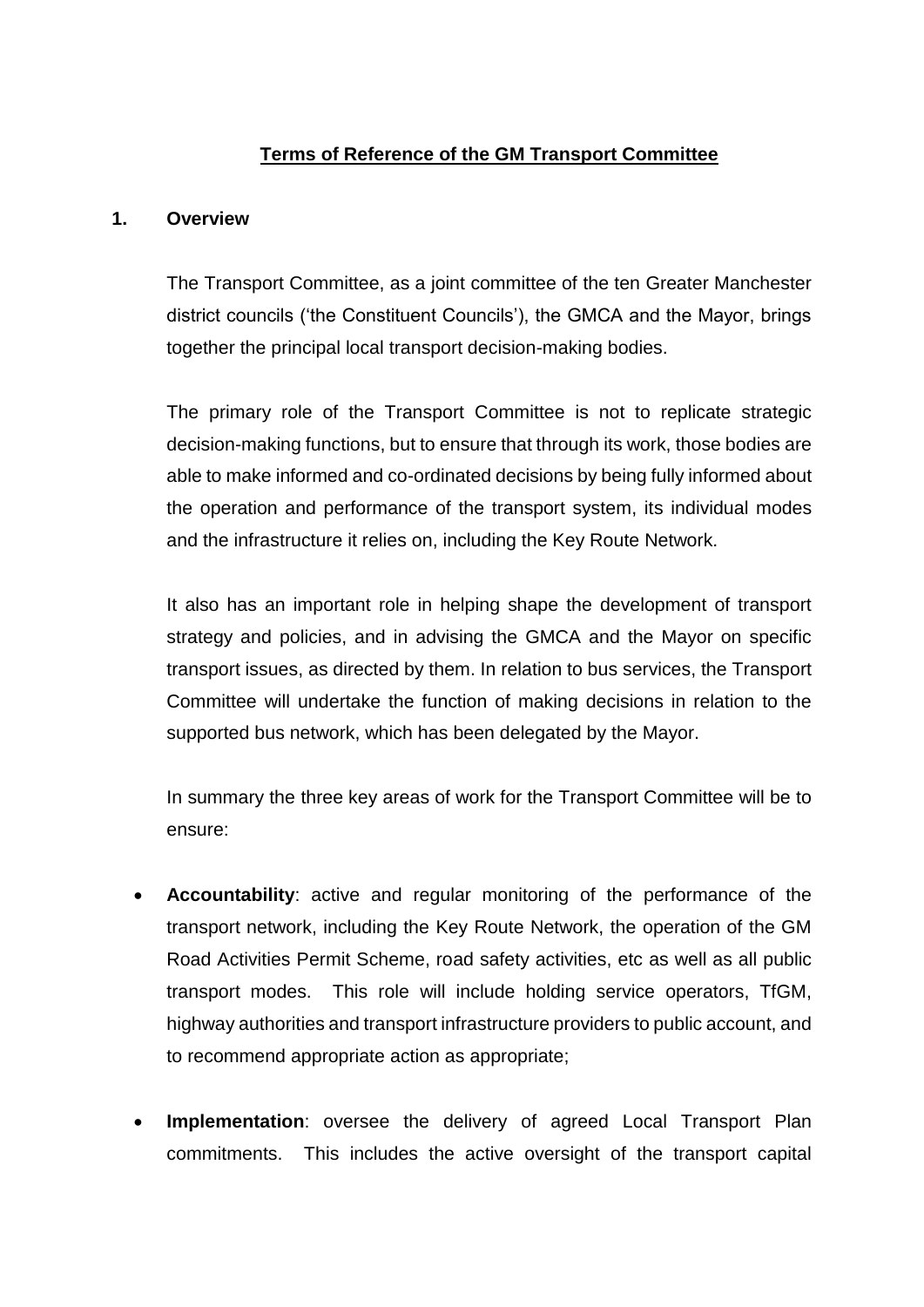# Terms of Reference of the GM Transport Committee

## 1. Overview

The Transport Committee, as a joint committee of the ten Greater Manchester district councils ('the Constituent Councils'), the GMCA and the Mayor, brings together the principal local transport decision-making bodies.

The primary role of the Transport Committee is not to replicate strategic decision-making functions, but to ensure that through its work, those bodies are able to make informed and co-ordinated decisions by being fully informed about the operation and performance of the transport system, its individual modes and the infrastructure it relies on, including the Key Route Network.

It also has an important role in helping shape the development of transport strategy and policies, and in advising the GMCA and the Mayor on specific transport issues, as directed by them. In relation to bus services, the Transport Committee will undertake the function of making decisions in relation to the supported bus network, which has been delegated by the Mayor.

In summary the three key areas of work for the Transport Committee will be to ensure:

- **Accountability**: active and regular monitoring of the performance of the transport network, including the Key Route Network, the operation of the GM Road Activities Permit Scheme, road safety activities, etc as well as all public transport modes. This role will include holding service operators, TfGM, highway authorities and transport infrastructure providers to public account, and to recommend appropriate action as appropriate;

- **Implementation**: oversee the delivery of agreed Local Transport Plan commitments. This includes the active oversight of the transport capital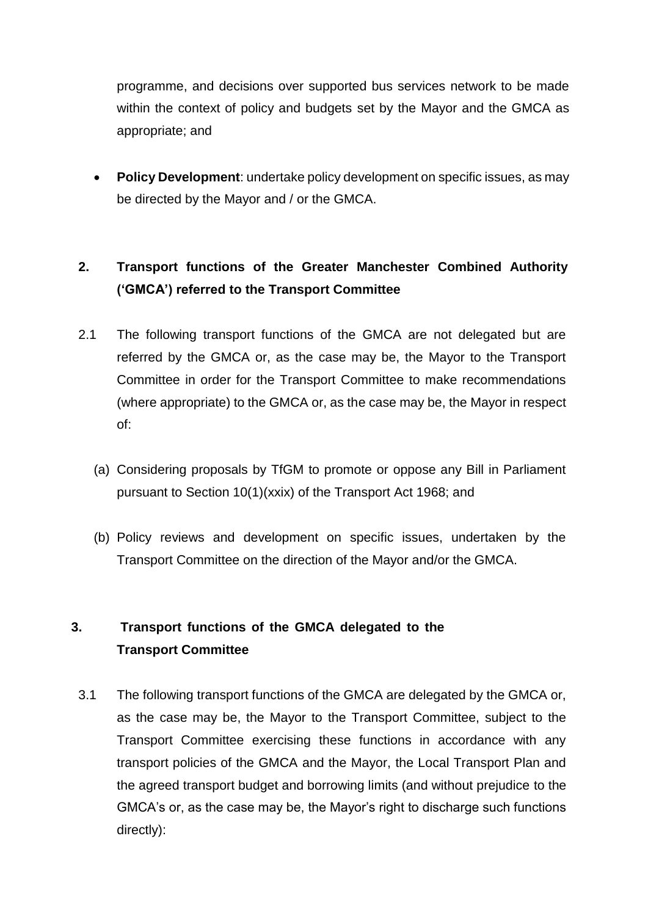programme, and decisions over supported bus services network to be made within the context of policy and budgets set by the Mayor and the GMCA as appropriate; and

- **Policy Development**: undertake policy development on specific issues, as may be directed by the Mayor and / or the GMCA.

## 2. Transport functions of the Greater Manchester Combined Authority ('GMCA') referred to the Transport Committee

2.1 The following transport functions of the GMCA are not delegated but are referred by the GMCA or, as the case may be, the Mayor to the Transport Committee in order for the Transport Committee to make recommendations (where appropriate) to the GMCA or, as the case may be, the Mayor in respect of:

(a) Considering proposals by TfGM to promote or oppose any Bill in Parliament pursuant to Section 10(1)(xxix) of the Transport Act 1968; and

(b) Policy reviews and development on specific issues, undertaken by the Transport Committee on the direction of the Mayor and/or the GMCA.

## 3. Transport functions of the GMCA delegated to the Transport Committee

3.1 The following transport functions of the GMCA are delegated by the GMCA or, as the case may be, the Mayor to the Transport Committee, subject to the Transport Committee exercising these functions in accordance with any transport policies of the GMCA and the Mayor, the Local Transport Plan and the agreed transport budget and borrowing limits (and without prejudice to the GMCA's or, as the case may be, the Mayor's right to discharge such functions directly):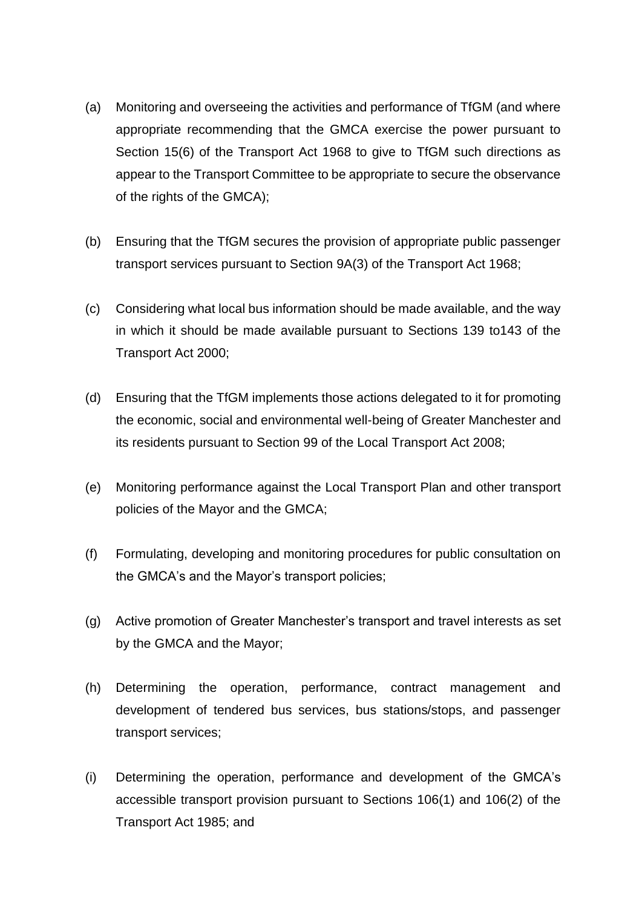(a) Monitoring and overseeing the activities and performance of TfGM (and where appropriate recommending that the GMCA exercise the power pursuant to Section 15(6) of the Transport Act 1968 to give to TfGM such directions as appear to the Transport Committee to be appropriate to secure the observance of the rights of the GMCA);

(b) Ensuring that the TfGM secures the provision of appropriate public passenger transport services pursuant to Section 9A(3) of the Transport Act 1968;

(c) Considering what local bus information should be made available, and the way in which it should be made available pursuant to Sections 139 to143 of the Transport Act 2000;

(d) Ensuring that the TfGM implements those actions delegated to it for promoting the economic, social and environmental well-being of Greater Manchester and its residents pursuant to Section 99 of the Local Transport Act 2008;

(e) Monitoring performance against the Local Transport Plan and other transport policies of the Mayor and the GMCA;

(f) Formulating, developing and monitoring procedures for public consultation on the GMCA's and the Mayor's transport policies;

(g) Active promotion of Greater Manchester's transport and travel interests as set by the GMCA and the Mayor;

(h) Determining the operation, performance, contract management and development of tendered bus services, bus stations/stops, and passenger transport services;

(i) Determining the operation, performance and development of the GMCA's accessible transport provision pursuant to Sections 106(1) and 106(2) of the Transport Act 1985; and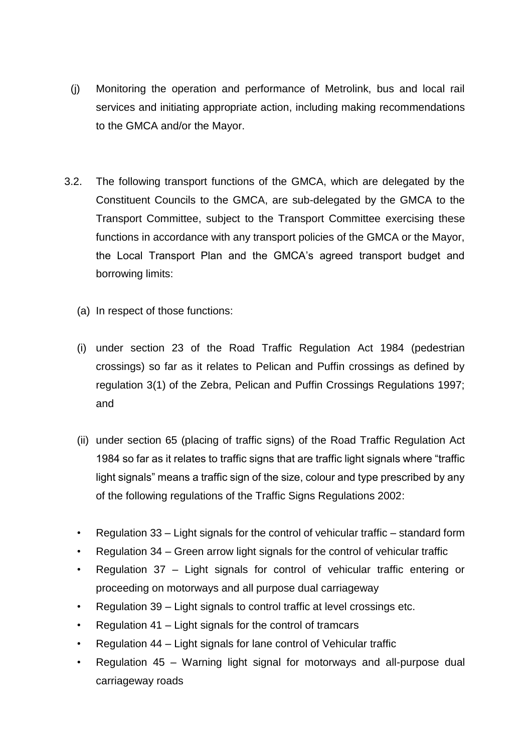(j) Monitoring the operation and performance of Metrolink, bus and local rail services and initiating appropriate action, including making recommendations to the GMCA and/or the Mayor.

3.2. The following transport functions of the GMCA, which are delegated by the Constituent Councils to the GMCA, are sub-delegated by the GMCA to the Transport Committee, subject to the Transport Committee exercising these functions in accordance with any transport policies of the GMCA or the Mayor, the Local Transport Plan and the GMCA's agreed transport budget and borrowing limits:

(a) In respect of those functions:

(i) under section 23 of the Road Traffic Regulation Act 1984 (pedestrian crossings) so far as it relates to Pelican and Puffin crossings as defined by regulation 3(1) of the Zebra, Pelican and Puffin Crossings Regulations 1997; and

(ii) under section 65 (placing of traffic signs) of the Road Traffic Regulation Act 1984 so far as it relates to traffic signs that are traffic light signals where "traffic light signals" means a traffic sign of the size, colour and type prescribed by any of the following regulations of the Traffic Signs Regulations 2002:

- Regulation 33 – Light signals for the control of vehicular traffic – standard form
- Regulation 34 – Green arrow light signals for the control of vehicular traffic
- Regulation 37 – Light signals for control of vehicular traffic entering or proceeding on motorways and all purpose dual carriageway
- Regulation 39 – Light signals to control traffic at level crossings etc.
- Regulation 41 – Light signals for the control of tramcars
- Regulation 44 – Light signals for lane control of Vehicular traffic
- Regulation 45 – Warning light signal for motorways and all-purpose dual carriageway roads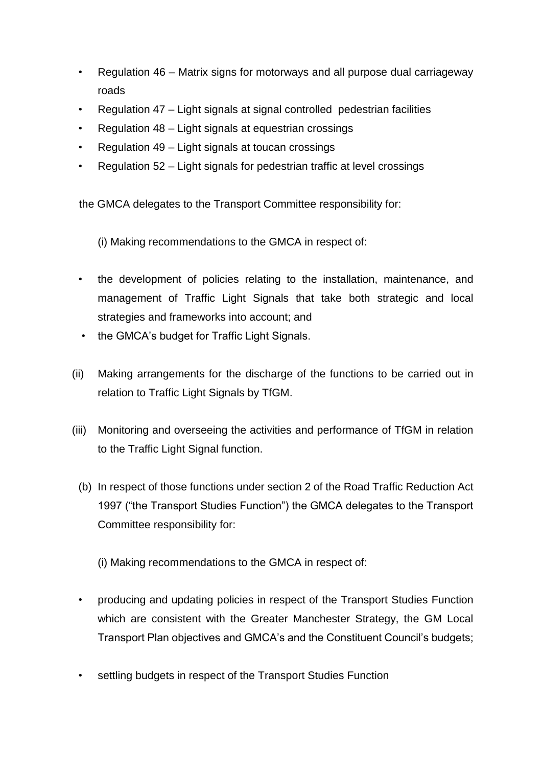- Regulation 46 – Matrix signs for motorways and all purpose dual carriageway roads
- Regulation 47 – Light signals at signal controlled pedestrian facilities
- Regulation 48 – Light signals at equestrian crossings
- Regulation 49 – Light signals at toucan crossings
- Regulation 52 – Light signals for pedestrian traffic at level crossings

the GMCA delegates to the Transport Committee responsibility for:

(i) Making recommendations to the GMCA in respect of:

- the development of policies relating to the installation, maintenance, and management of Traffic Light Signals that take both strategic and local strategies and frameworks into account; and
- the GMCA's budget for Traffic Light Signals.

(ii) Making arrangements for the discharge of the functions to be carried out in relation to Traffic Light Signals by TfGM.

(iii) Monitoring and overseeing the activities and performance of TfGM in relation to the Traffic Light Signal function.

(b) In respect of those functions under section 2 of the Road Traffic Reduction Act 1997 ("the Transport Studies Function") the GMCA delegates to the Transport Committee responsibility for:

(i) Making recommendations to the GMCA in respect of:

- producing and updating policies in respect of the Transport Studies Function which are consistent with the Greater Manchester Strategy, the GM Local Transport Plan objectives and GMCA's and the Constituent Council's budgets;
- settling budgets in respect of the Transport Studies Function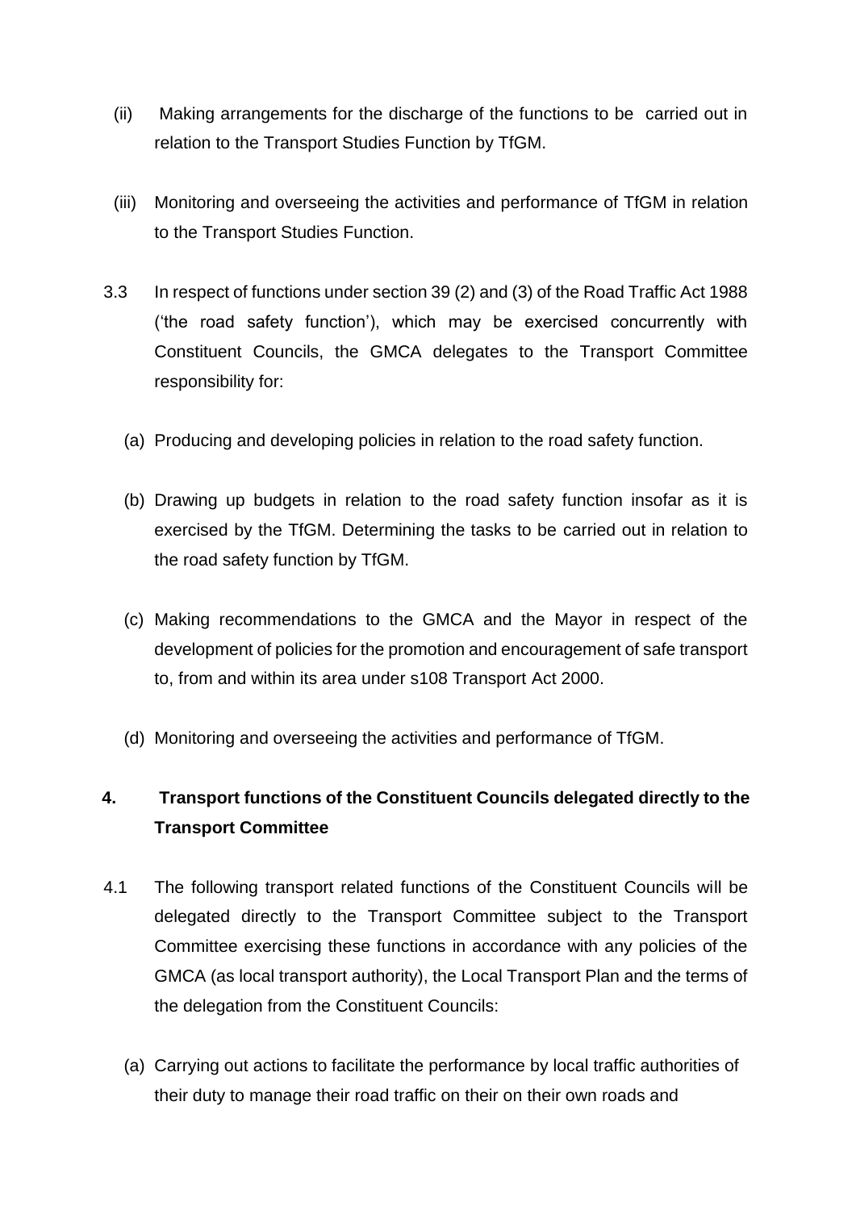(ii) Making arrangements for the discharge of the functions to be carried out in relation to the Transport Studies Function by TfGM.

(iii) Monitoring and overseeing the activities and performance of TfGM in relation to the Transport Studies Function.

3.3 In respect of functions under section 39 (2) and (3) of the Road Traffic Act 1988 ('the road safety function'), which may be exercised concurrently with Constituent Councils, the GMCA delegates to the Transport Committee responsibility for:

(a) Producing and developing policies in relation to the road safety function.

(b) Drawing up budgets in relation to the road safety function insofar as it is exercised by the TfGM. Determining the tasks to be carried out in relation to the road safety function by TfGM.

(c) Making recommendations to the GMCA and the Mayor in respect of the development of policies for the promotion and encouragement of safe transport to, from and within its area under s108 Transport Act 2000.

(d) Monitoring and overseeing the activities and performance of TfGM.

## 4. Transport functions of the Constituent Councils delegated directly to the Transport Committee

4.1 The following transport related functions of the Constituent Councils will be delegated directly to the Transport Committee subject to the Transport Committee exercising these functions in accordance with any policies of the GMCA (as local transport authority), the Local Transport Plan and the terms of the delegation from the Constituent Councils:

(a) Carrying out actions to facilitate the performance by local traffic authorities of their duty to manage their road traffic on their on their own roads and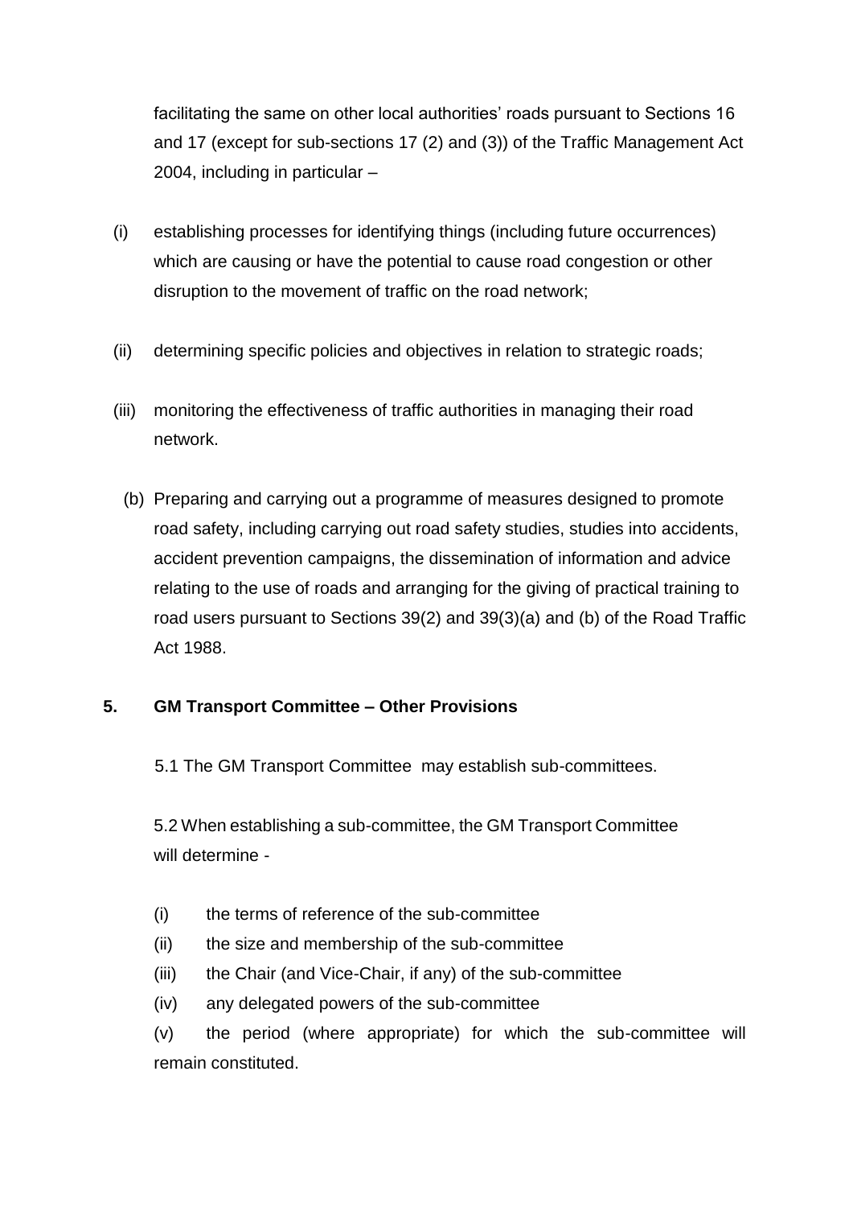facilitating the same on other local authorities' roads pursuant to Sections 16 and 17 (except for sub-sections 17 (2) and (3)) of the Traffic Management Act 2004, including in particular –

(i) establishing processes for identifying things (including future occurrences) which are causing or have the potential to cause road congestion or other disruption to the movement of traffic on the road network;

(ii) determining specific policies and objectives in relation to strategic roads;

(iii) monitoring the effectiveness of traffic authorities in managing their road network.

(b) Preparing and carrying out a programme of measures designed to promote road safety, including carrying out road safety studies, studies into accidents, accident prevention campaigns, the dissemination of information and advice relating to the use of roads and arranging for the giving of practical training to road users pursuant to Sections 39(2) and 39(3)(a) and (b) of the Road Traffic Act 1988.

## 5. GM Transport Committee – Other Provisions

5.1 The GM Transport Committee may establish sub-committees.

5.2 When establishing a sub-committee, the GM Transport Committee will determine -

(i) the terms of reference of the sub-committee
(ii) the size and membership of the sub-committee
(iii) the Chair (and Vice-Chair, if any) of the sub-committee
(iv) any delegated powers of the sub-committee
(v) the period (where appropriate) for which the sub-committee will remain constituted.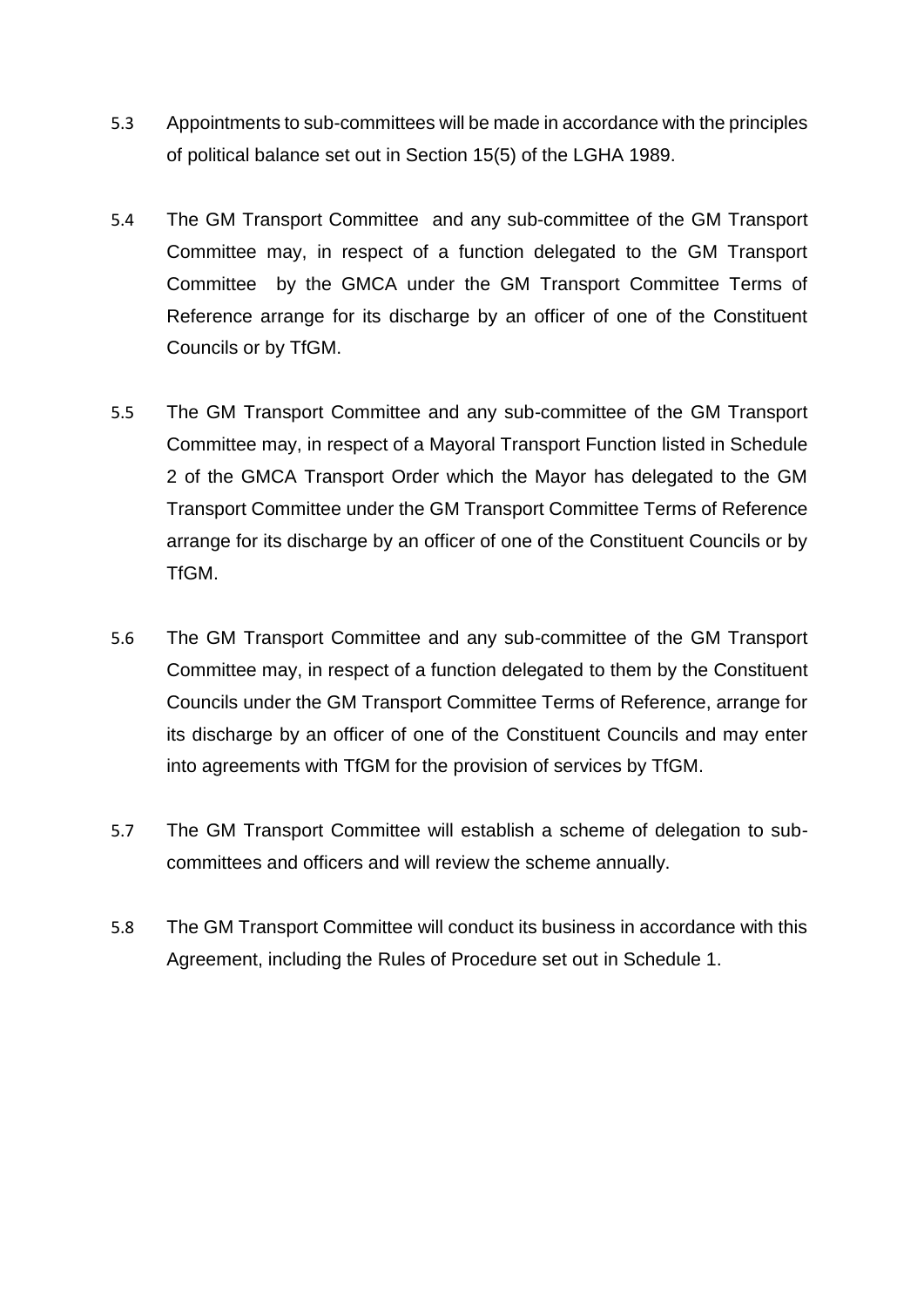5.3 Appointments to sub-committees will be made in accordance with the principles of political balance set out in Section 15(5) of the LGHA 1989.

5.4 The GM Transport Committee and any sub-committee of the GM Transport Committee may, in respect of a function delegated to the GM Transport Committee by the GMCA under the GM Transport Committee Terms of Reference arrange for its discharge by an officer of one of the Constituent Councils or by TfGM.

5.5 The GM Transport Committee and any sub-committee of the GM Transport Committee may, in respect of a Mayoral Transport Function listed in Schedule 2 of the GMCA Transport Order which the Mayor has delegated to the GM Transport Committee under the GM Transport Committee Terms of Reference arrange for its discharge by an officer of one of the Constituent Councils or by TfGM.

5.6 The GM Transport Committee and any sub-committee of the GM Transport Committee may, in respect of a function delegated to them by the Constituent Councils under the GM Transport Committee Terms of Reference, arrange for its discharge by an officer of one of the Constituent Councils and may enter into agreements with TfGM for the provision of services by TfGM.

5.7 The GM Transport Committee will establish a scheme of delegation to sub-committees and officers and will review the scheme annually.

5.8 The GM Transport Committee will conduct its business in accordance with this Agreement, including the Rules of Procedure set out in Schedule 1.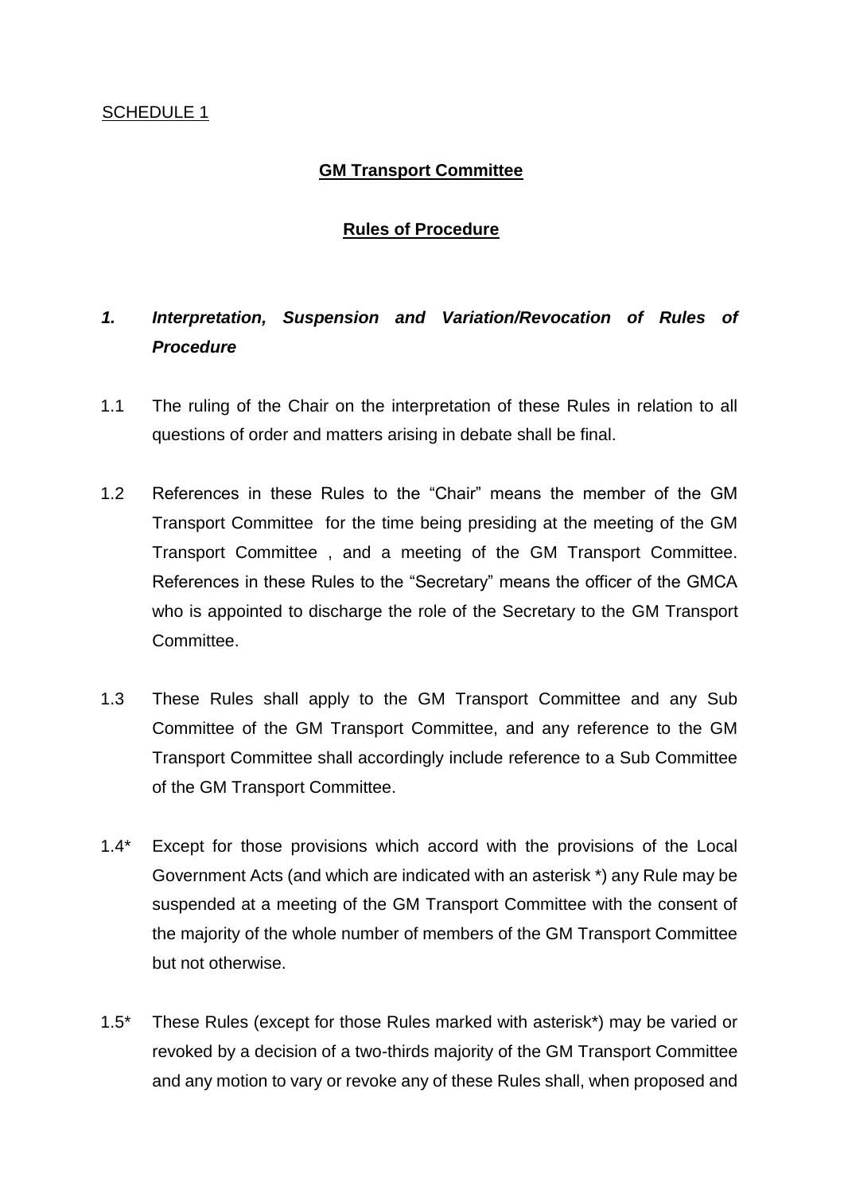SCHEDULE 1

**GM Transport Committee**

**Rules of Procedure**

## *1. Interpretation, Suspension and Variation/Revocation of Rules of Procedure*

1.1 The ruling of the Chair on the interpretation of these Rules in relation to all questions of order and matters arising in debate shall be final.

1.2 References in these Rules to the "Chair" means the member of the GM Transport Committee for the time being presiding at the meeting of the GM Transport Committee , and a meeting of the GM Transport Committee. References in these Rules to the "Secretary" means the officer of the GMCA who is appointed to discharge the role of the Secretary to the GM Transport Committee.

1.3 These Rules shall apply to the GM Transport Committee and any Sub Committee of the GM Transport Committee, and any reference to the GM Transport Committee shall accordingly include reference to a Sub Committee of the GM Transport Committee.

1.4* Except for those provisions which accord with the provisions of the Local Government Acts (and which are indicated with an asterisk *) any Rule may be suspended at a meeting of the GM Transport Committee with the consent of the majority of the whole number of members of the GM Transport Committee but not otherwise.

1.5* These Rules (except for those Rules marked with asterisk*) may be varied or revoked by a decision of a two-thirds majority of the GM Transport Committee and any motion to vary or revoke any of these Rules shall, when proposed and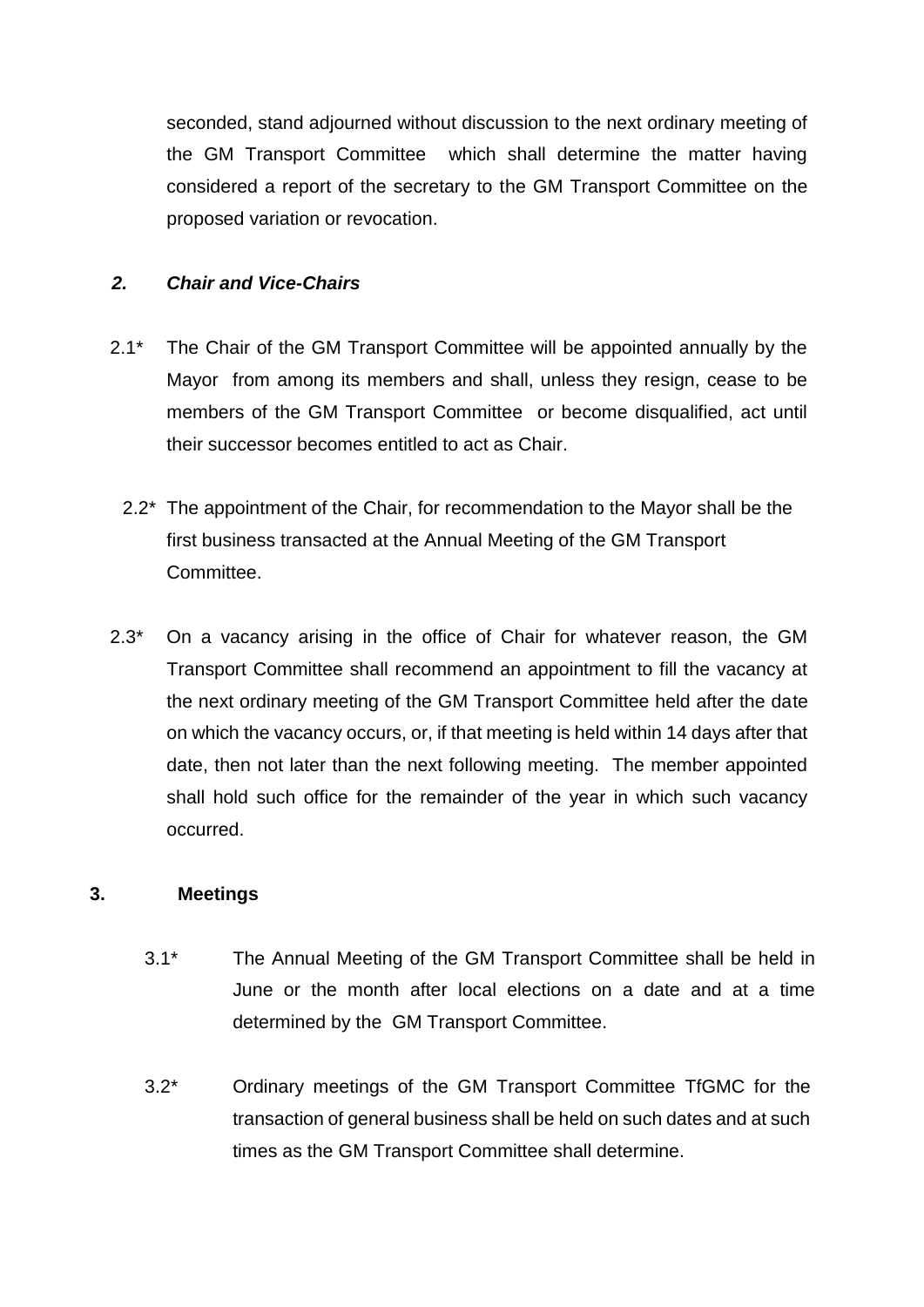seconded, stand adjourned without discussion to the next ordinary meeting of the GM Transport Committee which shall determine the matter having considered a report of the secretary to the GM Transport Committee on the proposed variation or revocation.

### *2. Chair and Vice-Chairs*

2.1* The Chair of the GM Transport Committee will be appointed annually by the Mayor from among its members and shall, unless they resign, cease to be members of the GM Transport Committee or become disqualified, act until their successor becomes entitled to act as Chair.

2.2* The appointment of the Chair, for recommendation to the Mayor shall be the first business transacted at the Annual Meeting of the GM Transport Committee.

2.3* On a vacancy arising in the office of Chair for whatever reason, the GM Transport Committee shall recommend an appointment to fill the vacancy at the next ordinary meeting of the GM Transport Committee held after the date on which the vacancy occurs, or, if that meeting is held within 14 days after that date, then not later than the next following meeting. The member appointed shall hold such office for the remainder of the year in which such vacancy occurred.

### **3. Meetings**

3.1* The Annual Meeting of the GM Transport Committee shall be held in June or the month after local elections on a date and at a time determined by the GM Transport Committee.

3.2* Ordinary meetings of the GM Transport Committee TfGMC for the transaction of general business shall be held on such dates and at such times as the GM Transport Committee shall determine.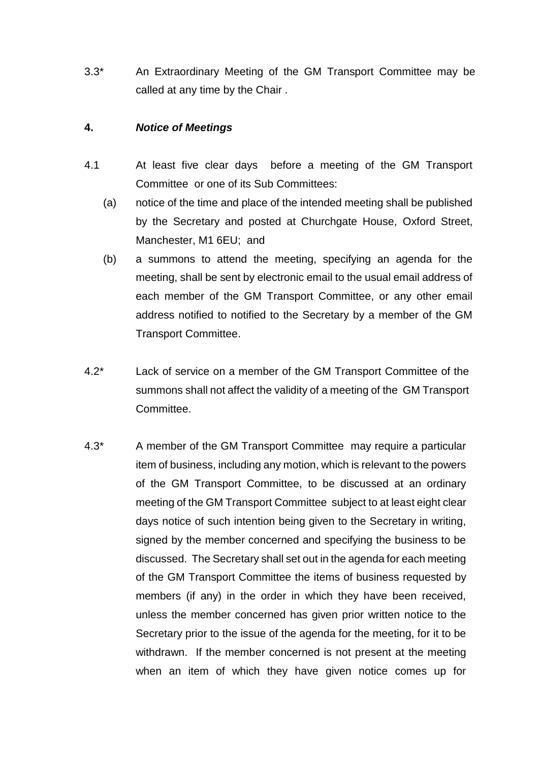3.3* An Extraordinary Meeting of the GM Transport Committee may be called at any time by the Chair .

**4. *Notice of Meetings***

4.1 At least five clear days before a meeting of the GM Transport Committee or one of its Sub Committees:

(a) notice of the time and place of the intended meeting shall be published by the Secretary and posted at Churchgate House, Oxford Street, Manchester, M1 6EU; and

(b) a summons to attend the meeting, specifying an agenda for the meeting, shall be sent by electronic email to the usual email address of each member of the GM Transport Committee, or any other email address notified to notified to the Secretary by a member of the GM Transport Committee.

4.2* Lack of service on a member of the GM Transport Committee of the summons shall not affect the validity of a meeting of the GM Transport Committee.

4.3* A member of the GM Transport Committee may require a particular item of business, including any motion, which is relevant to the powers of the GM Transport Committee, to be discussed at an ordinary meeting of the GM Transport Committee subject to at least eight clear days notice of such intention being given to the Secretary in writing, signed by the member concerned and specifying the business to be discussed. The Secretary shall set out in the agenda for each meeting of the GM Transport Committee the items of business requested by members (if any) in the order in which they have been received, unless the member concerned has given prior written notice to the Secretary prior to the issue of the agenda for the meeting, for it to be withdrawn. If the member concerned is not present at the meeting when an item of which they have given notice comes up for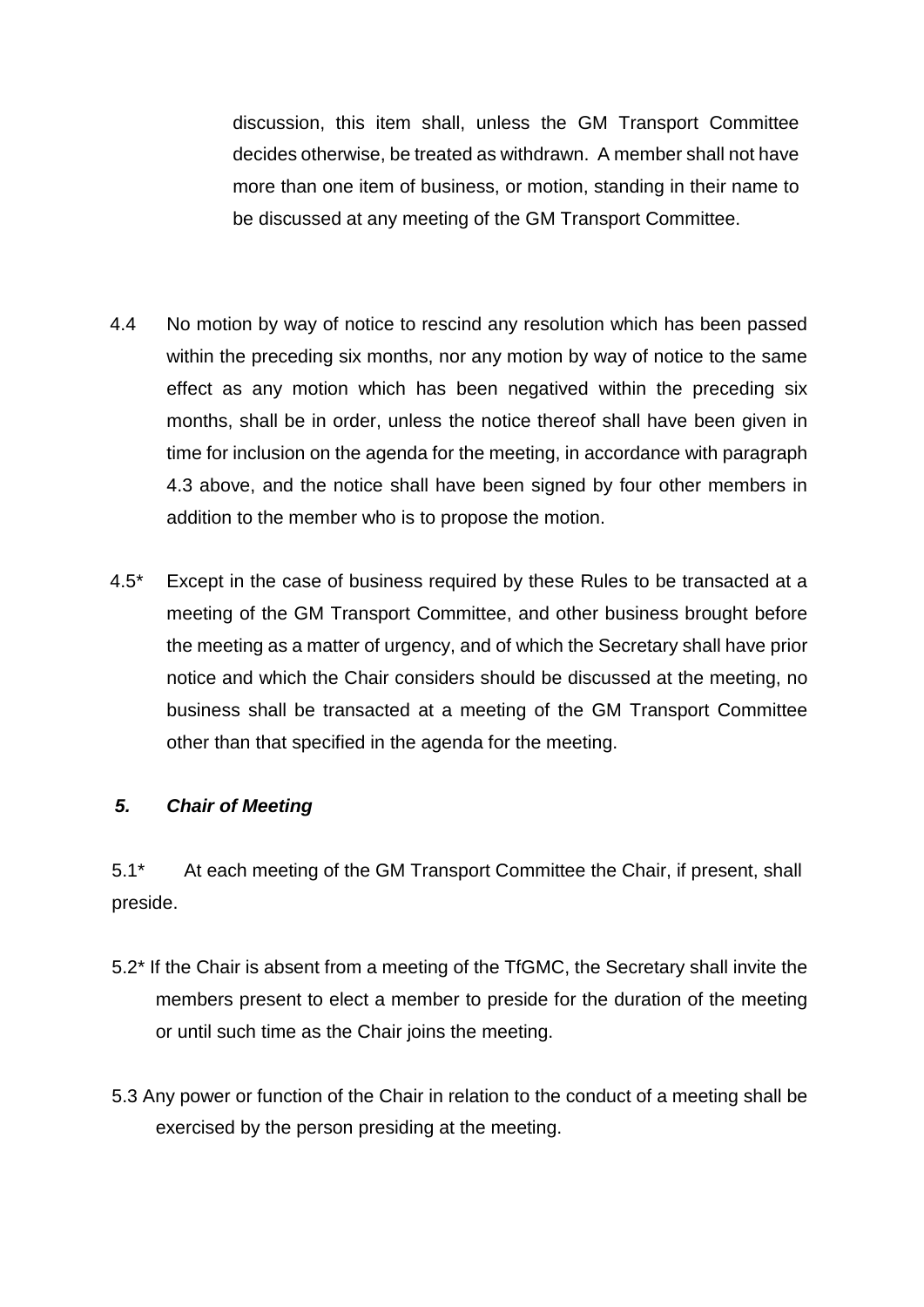discussion, this item shall, unless the GM Transport Committee decides otherwise, be treated as withdrawn. A member shall not have more than one item of business, or motion, standing in their name to be discussed at any meeting of the GM Transport Committee.

4.4 No motion by way of notice to rescind any resolution which has been passed within the preceding six months, nor any motion by way of notice to the same effect as any motion which has been negatived within the preceding six months, shall be in order, unless the notice thereof shall have been given in time for inclusion on the agenda for the meeting, in accordance with paragraph 4.3 above, and the notice shall have been signed by four other members in addition to the member who is to propose the motion.

4.5* Except in the case of business required by these Rules to be transacted at a meeting of the GM Transport Committee, and other business brought before the meeting as a matter of urgency, and of which the Secretary shall have prior notice and which the Chair considers should be discussed at the meeting, no business shall be transacted at a meeting of the GM Transport Committee other than that specified in the agenda for the meeting.

### *5. Chair of Meeting*

5.1* At each meeting of the GM Transport Committee the Chair, if present, shall preside.

5.2* If the Chair is absent from a meeting of the TfGMC, the Secretary shall invite the members present to elect a member to preside for the duration of the meeting or until such time as the Chair joins the meeting.

5.3 Any power or function of the Chair in relation to the conduct of a meeting shall be exercised by the person presiding at the meeting.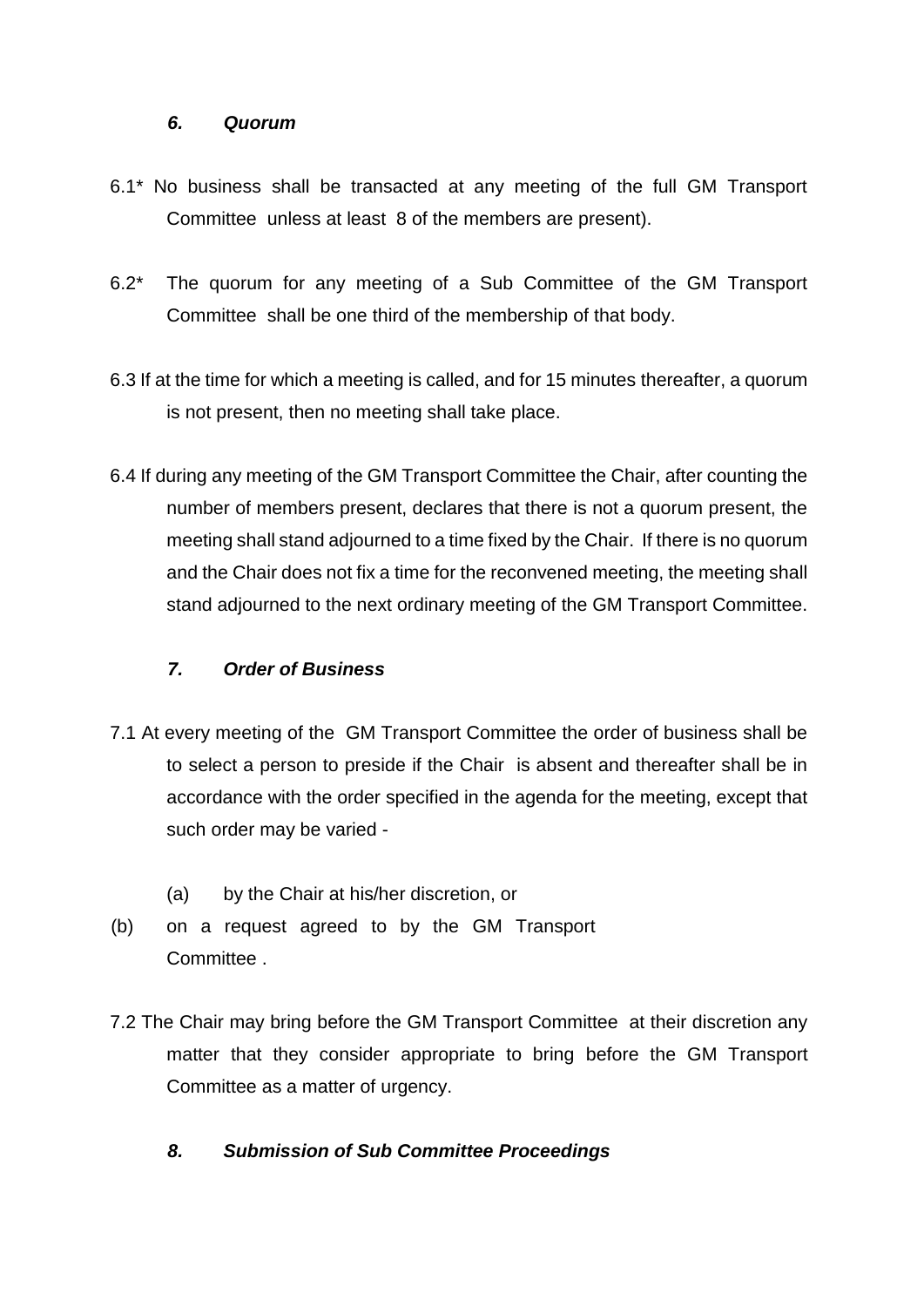### *6. Quorum*

6.1* No business shall be transacted at any meeting of the full GM Transport Committee unless at least 8 of the members are present).

6.2* The quorum for any meeting of a Sub Committee of the GM Transport Committee shall be one third of the membership of that body.

6.3 If at the time for which a meeting is called, and for 15 minutes thereafter, a quorum is not present, then no meeting shall take place.

6.4 If during any meeting of the GM Transport Committee the Chair, after counting the number of members present, declares that there is not a quorum present, the meeting shall stand adjourned to a time fixed by the Chair. If there is no quorum and the Chair does not fix a time for the reconvened meeting, the meeting shall stand adjourned to the next ordinary meeting of the GM Transport Committee.

### *7. Order of Business*

7.1 At every meeting of the GM Transport Committee the order of business shall be to select a person to preside if the Chair is absent and thereafter shall be in accordance with the order specified in the agenda for the meeting, except that such order may be varied -

(a) by the Chair at his/her discretion, or

(b) on a request agreed to by the GM Transport Committee .

7.2 The Chair may bring before the GM Transport Committee at their discretion any matter that they consider appropriate to bring before the GM Transport Committee as a matter of urgency.

### *8. Submission of Sub Committee Proceedings*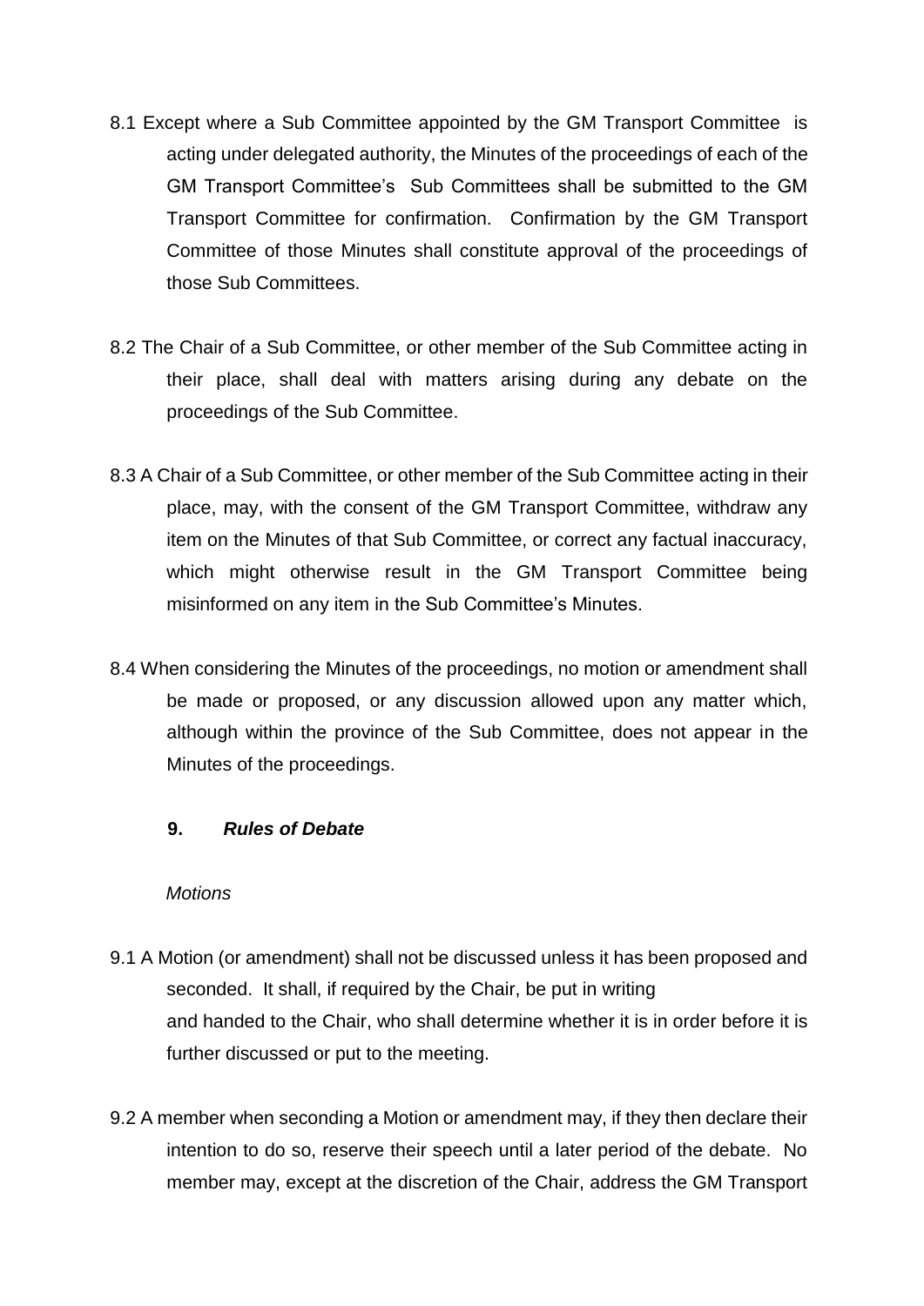8.1 Except where a Sub Committee appointed by the GM Transport Committee is acting under delegated authority, the Minutes of the proceedings of each of the GM Transport Committee's Sub Committees shall be submitted to the GM Transport Committee for confirmation. Confirmation by the GM Transport Committee of those Minutes shall constitute approval of the proceedings of those Sub Committees.

8.2 The Chair of a Sub Committee, or other member of the Sub Committee acting in their place, shall deal with matters arising during any debate on the proceedings of the Sub Committee.

8.3 A Chair of a Sub Committee, or other member of the Sub Committee acting in their place, may, with the consent of the GM Transport Committee, withdraw any item on the Minutes of that Sub Committee, or correct any factual inaccuracy, which might otherwise result in the GM Transport Committee being misinformed on any item in the Sub Committee's Minutes.

8.4 When considering the Minutes of the proceedings, no motion or amendment shall be made or proposed, or any discussion allowed upon any matter which, although within the province of the Sub Committee, does not appear in the Minutes of the proceedings.

## 9. *Rules of Debate*

*Motions*

9.1 A Motion (or amendment) shall not be discussed unless it has been proposed and seconded. It shall, if required by the Chair, be put in writing and handed to the Chair, who shall determine whether it is in order before it is further discussed or put to the meeting.

9.2 A member when seconding a Motion or amendment may, if they then declare their intention to do so, reserve their speech until a later period of the debate. No member may, except at the discretion of the Chair, address the GM Transport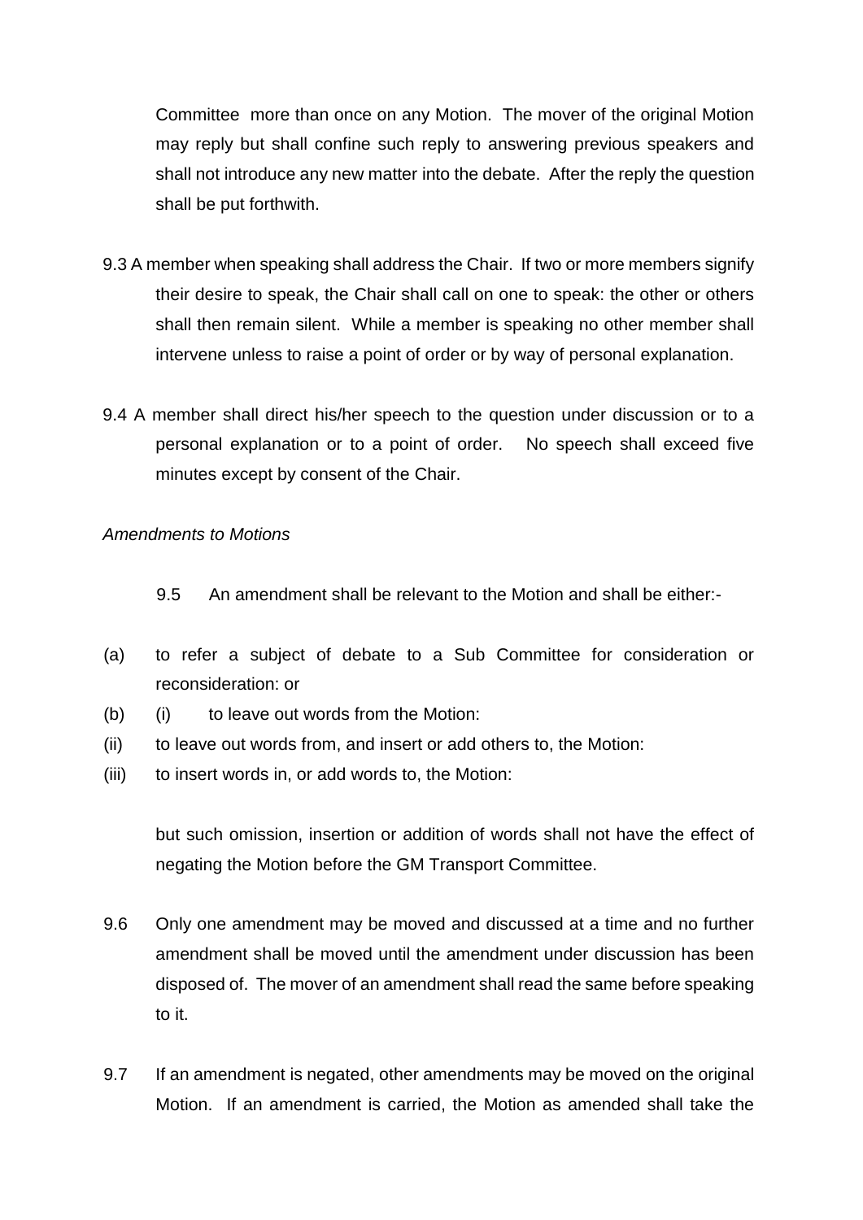Committee more than once on any Motion. The mover of the original Motion may reply but shall confine such reply to answering previous speakers and shall not introduce any new matter into the debate. After the reply the question shall be put forthwith.

9.3 A member when speaking shall address the Chair. If two or more members signify their desire to speak, the Chair shall call on one to speak: the other or others shall then remain silent. While a member is speaking no other member shall intervene unless to raise a point of order or by way of personal explanation.

9.4 A member shall direct his/her speech to the question under discussion or to a personal explanation or to a point of order. No speech shall exceed five minutes except by consent of the Chair.

*Amendments to Motions*

9.5 An amendment shall be relevant to the Motion and shall be either:-

(a) to refer a subject of debate to a Sub Committee for consideration or reconsideration: or

(b) (i) to leave out words from the Motion:

(ii) to leave out words from, and insert or add others to, the Motion:

(iii) to insert words in, or add words to, the Motion:

but such omission, insertion or addition of words shall not have the effect of negating the Motion before the GM Transport Committee.

9.6 Only one amendment may be moved and discussed at a time and no further amendment shall be moved until the amendment under discussion has been disposed of. The mover of an amendment shall read the same before speaking to it.

9.7 If an amendment is negated, other amendments may be moved on the original Motion. If an amendment is carried, the Motion as amended shall take the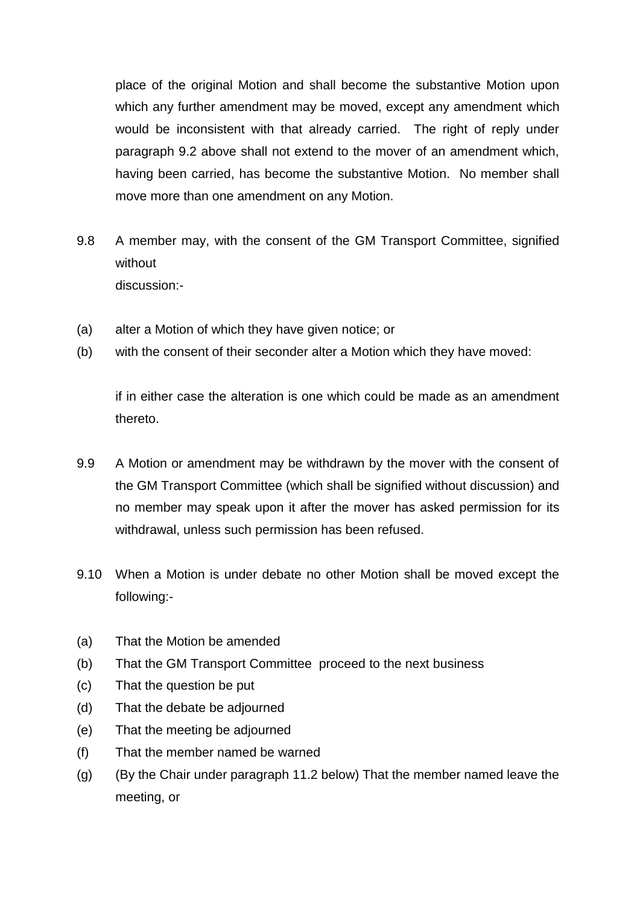place of the original Motion and shall become the substantive Motion upon which any further amendment may be moved, except any amendment which would be inconsistent with that already carried. The right of reply under paragraph 9.2 above shall not extend to the mover of an amendment which, having been carried, has become the substantive Motion. No member shall move more than one amendment on any Motion.

9.8 A member may, with the consent of the GM Transport Committee, signified without discussion:-

(a) alter a Motion of which they have given notice; or

(b) with the consent of their seconder alter a Motion which they have moved:

if in either case the alteration is one which could be made as an amendment thereto.

9.9 A Motion or amendment may be withdrawn by the mover with the consent of the GM Transport Committee (which shall be signified without discussion) and no member may speak upon it after the mover has asked permission for its withdrawal, unless such permission has been refused.

9.10 When a Motion is under debate no other Motion shall be moved except the following:-

(a) That the Motion be amended

(b) That the GM Transport Committee proceed to the next business

(c) That the question be put

(d) That the debate be adjourned

(e) That the meeting be adjourned

(f) That the member named be warned

(g) (By the Chair under paragraph 11.2 below) That the member named leave the meeting, or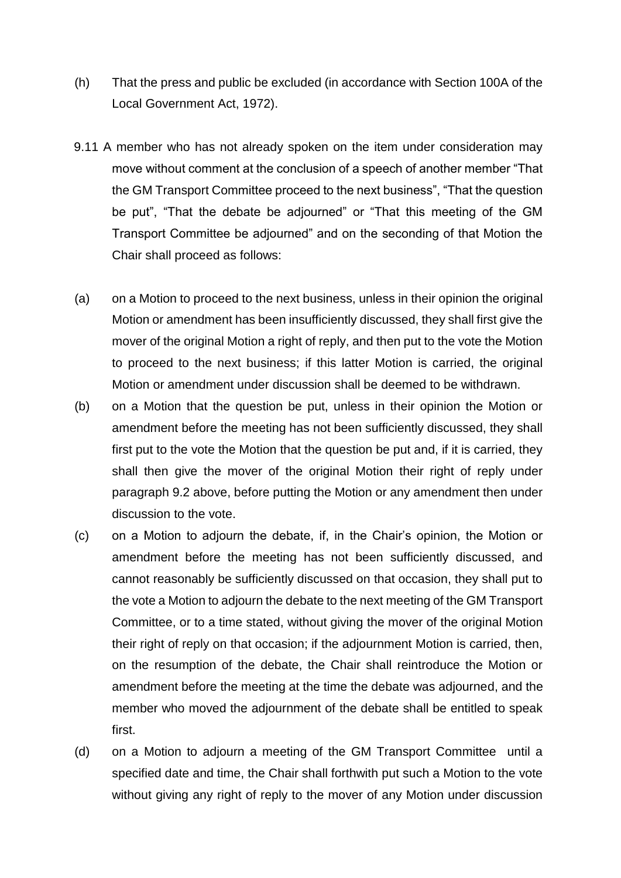(h) That the press and public be excluded (in accordance with Section 100A of the Local Government Act, 1972).

9.11 A member who has not already spoken on the item under consideration may move without comment at the conclusion of a speech of another member "That the GM Transport Committee proceed to the next business", "That the question be put", "That the debate be adjourned" or "That this meeting of the GM Transport Committee be adjourned" and on the seconding of that Motion the Chair shall proceed as follows:

(a) on a Motion to proceed to the next business, unless in their opinion the original Motion or amendment has been insufficiently discussed, they shall first give the mover of the original Motion a right of reply, and then put to the vote the Motion to proceed to the next business; if this latter Motion is carried, the original Motion or amendment under discussion shall be deemed to be withdrawn.

(b) on a Motion that the question be put, unless in their opinion the Motion or amendment before the meeting has not been sufficiently discussed, they shall first put to the vote the Motion that the question be put and, if it is carried, they shall then give the mover of the original Motion their right of reply under paragraph 9.2 above, before putting the Motion or any amendment then under discussion to the vote.

(c) on a Motion to adjourn the debate, if, in the Chair's opinion, the Motion or amendment before the meeting has not been sufficiently discussed, and cannot reasonably be sufficiently discussed on that occasion, they shall put to the vote a Motion to adjourn the debate to the next meeting of the GM Transport Committee, or to a time stated, without giving the mover of the original Motion their right of reply on that occasion; if the adjournment Motion is carried, then, on the resumption of the debate, the Chair shall reintroduce the Motion or amendment before the meeting at the time the debate was adjourned, and the member who moved the adjournment of the debate shall be entitled to speak first.

(d) on a Motion to adjourn a meeting of the GM Transport Committee until a specified date and time, the Chair shall forthwith put such a Motion to the vote without giving any right of reply to the mover of any Motion under discussion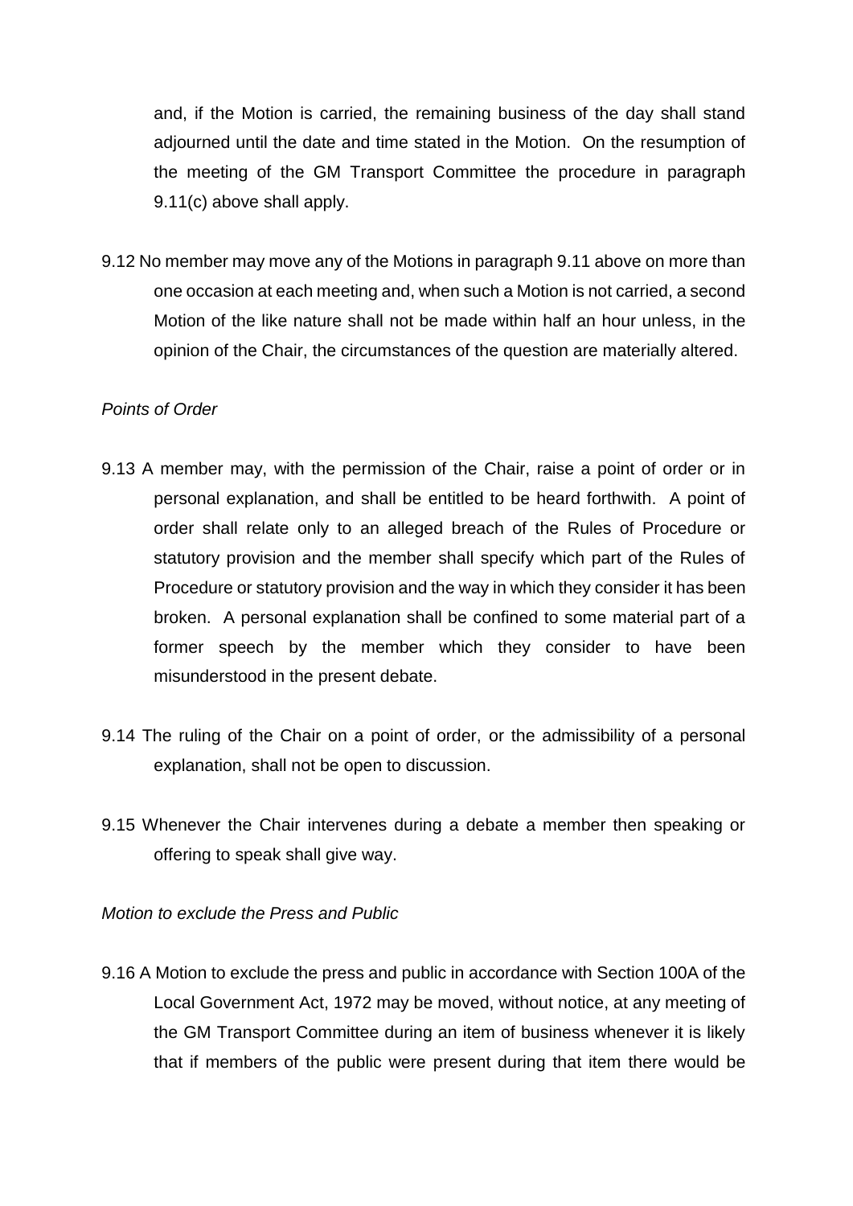and, if the Motion is carried, the remaining business of the day shall stand adjourned until the date and time stated in the Motion. On the resumption of the meeting of the GM Transport Committee the procedure in paragraph 9.11(c) above shall apply.

9.12 No member may move any of the Motions in paragraph 9.11 above on more than one occasion at each meeting and, when such a Motion is not carried, a second Motion of the like nature shall not be made within half an hour unless, in the opinion of the Chair, the circumstances of the question are materially altered.

*Points of Order*

9.13 A member may, with the permission of the Chair, raise a point of order or in personal explanation, and shall be entitled to be heard forthwith. A point of order shall relate only to an alleged breach of the Rules of Procedure or statutory provision and the member shall specify which part of the Rules of Procedure or statutory provision and the way in which they consider it has been broken. A personal explanation shall be confined to some material part of a former speech by the member which they consider to have been misunderstood in the present debate.

9.14 The ruling of the Chair on a point of order, or the admissibility of a personal explanation, shall not be open to discussion.

9.15 Whenever the Chair intervenes during a debate a member then speaking or offering to speak shall give way.

*Motion to exclude the Press and Public*

9.16 A Motion to exclude the press and public in accordance with Section 100A of the Local Government Act, 1972 may be moved, without notice, at any meeting of the GM Transport Committee during an item of business whenever it is likely that if members of the public were present during that item there would be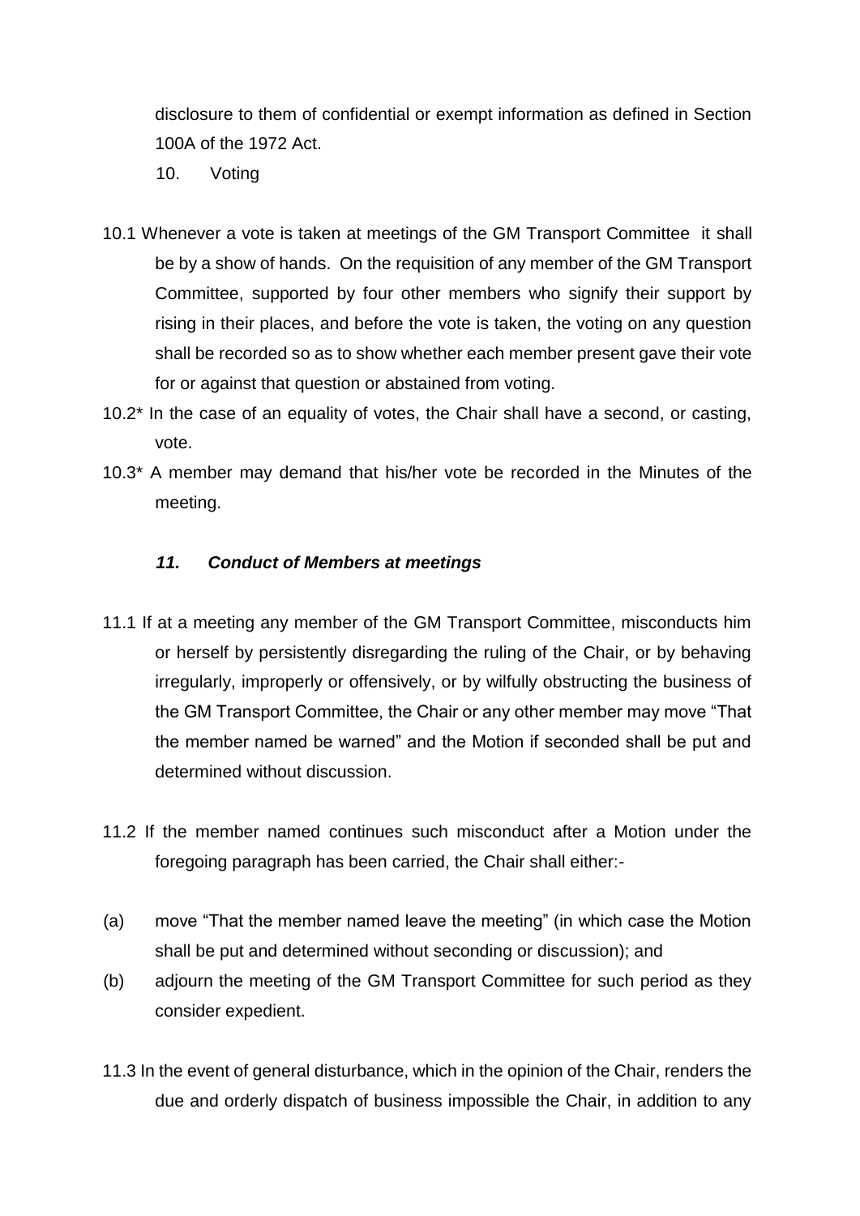disclosure to them of confidential or exempt information as defined in Section 100A of the 1972 Act.

10. Voting

10.1 Whenever a vote is taken at meetings of the GM Transport Committee it shall be by a show of hands. On the requisition of any member of the GM Transport Committee, supported by four other members who signify their support by rising in their places, and before the vote is taken, the voting on any question shall be recorded so as to show whether each member present gave their vote for or against that question or abstained from voting.

10.2* In the case of an equality of votes, the Chair shall have a second, or casting, vote.

10.3* A member may demand that his/her vote be recorded in the Minutes of the meeting.

### ***11. Conduct of Members at meetings***

11.1 If at a meeting any member of the GM Transport Committee, misconducts him or herself by persistently disregarding the ruling of the Chair, or by behaving irregularly, improperly or offensively, or by wilfully obstructing the business of the GM Transport Committee, the Chair or any other member may move "That the member named be warned" and the Motion if seconded shall be put and determined without discussion.

11.2 If the member named continues such misconduct after a Motion under the foregoing paragraph has been carried, the Chair shall either:-

(a) move "That the member named leave the meeting" (in which case the Motion shall be put and determined without seconding or discussion); and

(b) adjourn the meeting of the GM Transport Committee for such period as they consider expedient.

11.3 In the event of general disturbance, which in the opinion of the Chair, renders the due and orderly dispatch of business impossible the Chair, in addition to any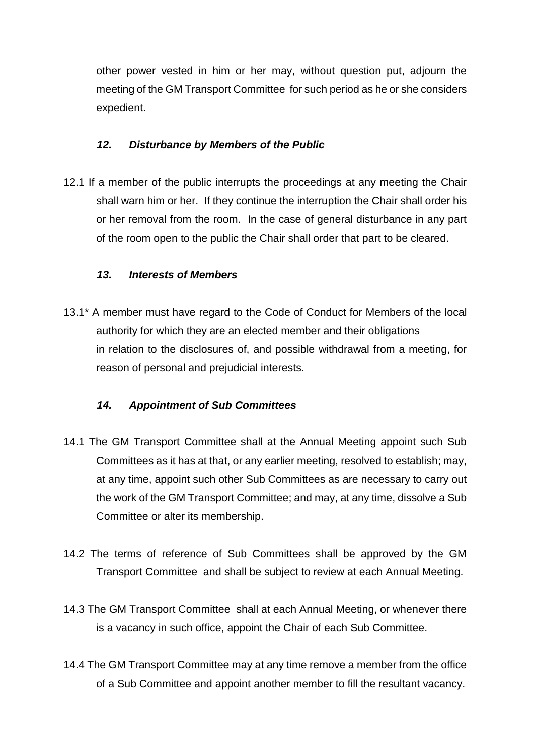other power vested in him or her may, without question put, adjourn the meeting of the GM Transport Committee for such period as he or she considers expedient.

### *12. Disturbance by Members of the Public*

12.1 If a member of the public interrupts the proceedings at any meeting the Chair shall warn him or her. If they continue the interruption the Chair shall order his or her removal from the room. In the case of general disturbance in any part of the room open to the public the Chair shall order that part to be cleared.

### *13. Interests of Members*

13.1* A member must have regard to the Code of Conduct for Members of the local authority for which they are an elected member and their obligations in relation to the disclosures of, and possible withdrawal from a meeting, for reason of personal and prejudicial interests.

### *14. Appointment of Sub Committees*

14.1 The GM Transport Committee shall at the Annual Meeting appoint such Sub Committees as it has at that, or any earlier meeting, resolved to establish; may, at any time, appoint such other Sub Committees as are necessary to carry out the work of the GM Transport Committee; and may, at any time, dissolve a Sub Committee or alter its membership.

14.2 The terms of reference of Sub Committees shall be approved by the GM Transport Committee and shall be subject to review at each Annual Meeting.

14.3 The GM Transport Committee shall at each Annual Meeting, or whenever there is a vacancy in such office, appoint the Chair of each Sub Committee.

14.4 The GM Transport Committee may at any time remove a member from the office of a Sub Committee and appoint another member to fill the resultant vacancy.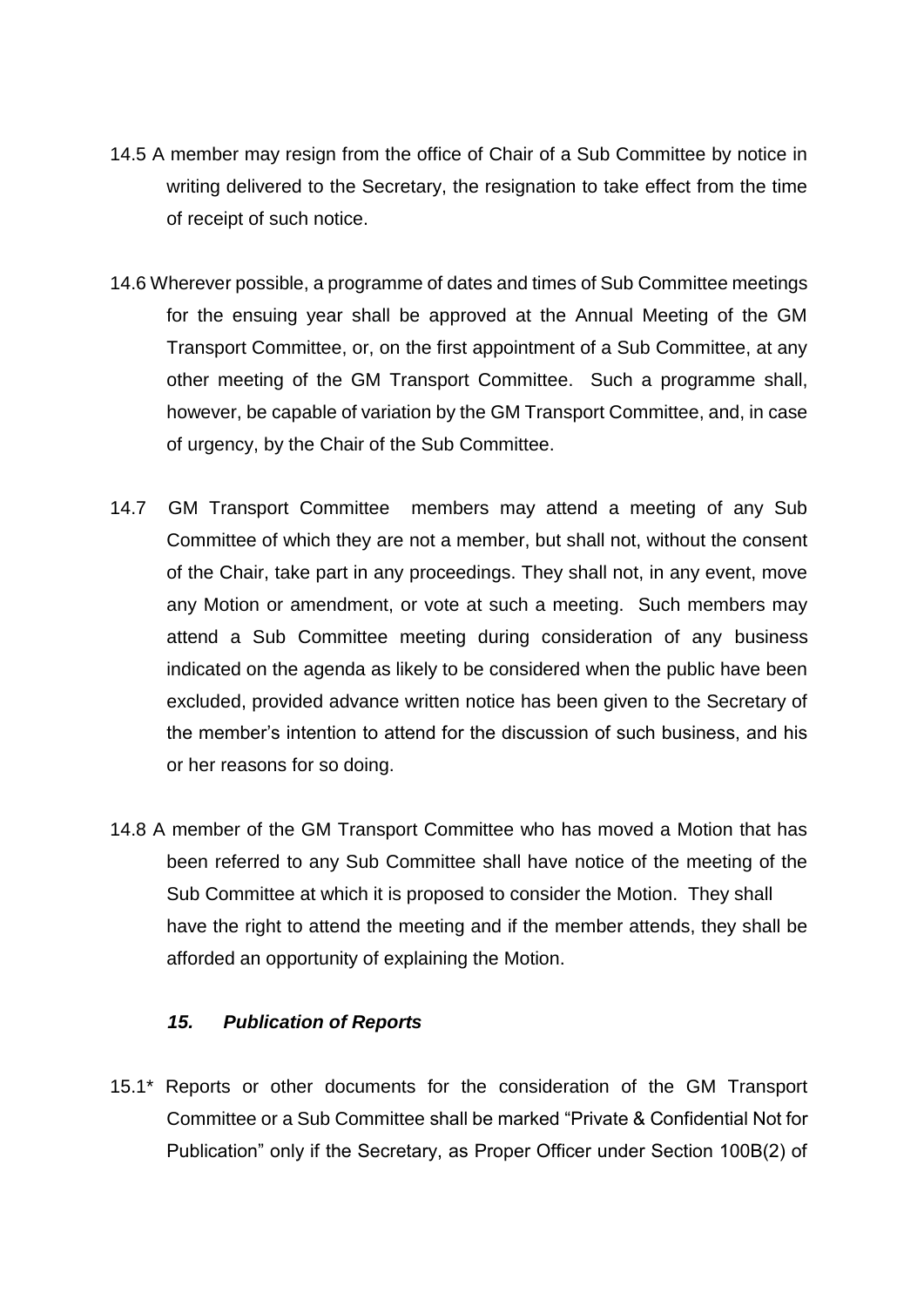14.5 A member may resign from the office of Chair of a Sub Committee by notice in writing delivered to the Secretary, the resignation to take effect from the time of receipt of such notice.

14.6 Wherever possible, a programme of dates and times of Sub Committee meetings for the ensuing year shall be approved at the Annual Meeting of the GM Transport Committee, or, on the first appointment of a Sub Committee, at any other meeting of the GM Transport Committee. Such a programme shall, however, be capable of variation by the GM Transport Committee, and, in case of urgency, by the Chair of the Sub Committee.

14.7 GM Transport Committee members may attend a meeting of any Sub Committee of which they are not a member, but shall not, without the consent of the Chair, take part in any proceedings. They shall not, in any event, move any Motion or amendment, or vote at such a meeting. Such members may attend a Sub Committee meeting during consideration of any business indicated on the agenda as likely to be considered when the public have been excluded, provided advance written notice has been given to the Secretary of the member's intention to attend for the discussion of such business, and his or her reasons for so doing.

14.8 A member of the GM Transport Committee who has moved a Motion that has been referred to any Sub Committee shall have notice of the meeting of the Sub Committee at which it is proposed to consider the Motion. They shall have the right to attend the meeting and if the member attends, they shall be afforded an opportunity of explaining the Motion.

### *15. Publication of Reports*

15.1* Reports or other documents for the consideration of the GM Transport Committee or a Sub Committee shall be marked "Private & Confidential Not for Publication" only if the Secretary, as Proper Officer under Section 100B(2) of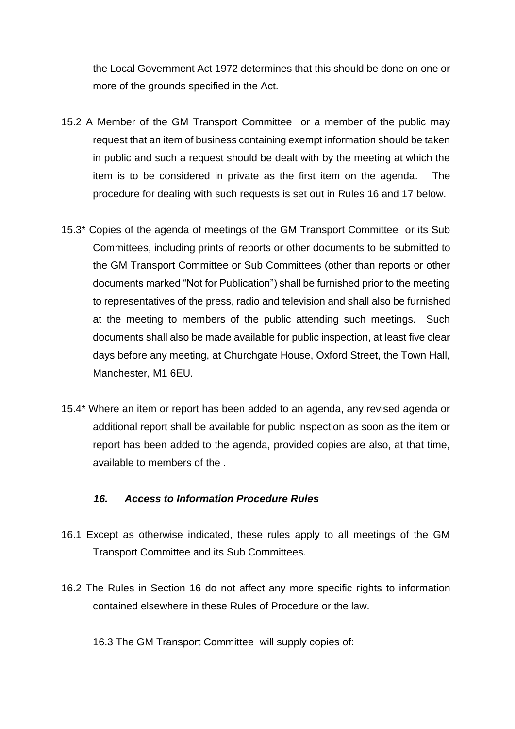the Local Government Act 1972 determines that this should be done on one or more of the grounds specified in the Act.

15.2 A Member of the GM Transport Committee or a member of the public may request that an item of business containing exempt information should be taken in public and such a request should be dealt with by the meeting at which the item is to be considered in private as the first item on the agenda. The procedure for dealing with such requests is set out in Rules 16 and 17 below.

15.3* Copies of the agenda of meetings of the GM Transport Committee or its Sub Committees, including prints of reports or other documents to be submitted to the GM Transport Committee or Sub Committees (other than reports or other documents marked "Not for Publication") shall be furnished prior to the meeting to representatives of the press, radio and television and shall also be furnished at the meeting to members of the public attending such meetings. Such documents shall also be made available for public inspection, at least five clear days before any meeting, at Churchgate House, Oxford Street, the Town Hall, Manchester, M1 6EU.

15.4* Where an item or report has been added to an agenda, any revised agenda or additional report shall be available for public inspection as soon as the item or report has been added to the agenda, provided copies are also, at that time, available to members of the .

### *16. Access to Information Procedure Rules*

16.1 Except as otherwise indicated, these rules apply to all meetings of the GM Transport Committee and its Sub Committees.

16.2 The Rules in Section 16 do not affect any more specific rights to information contained elsewhere in these Rules of Procedure or the law.

16.3 The GM Transport Committee will supply copies of: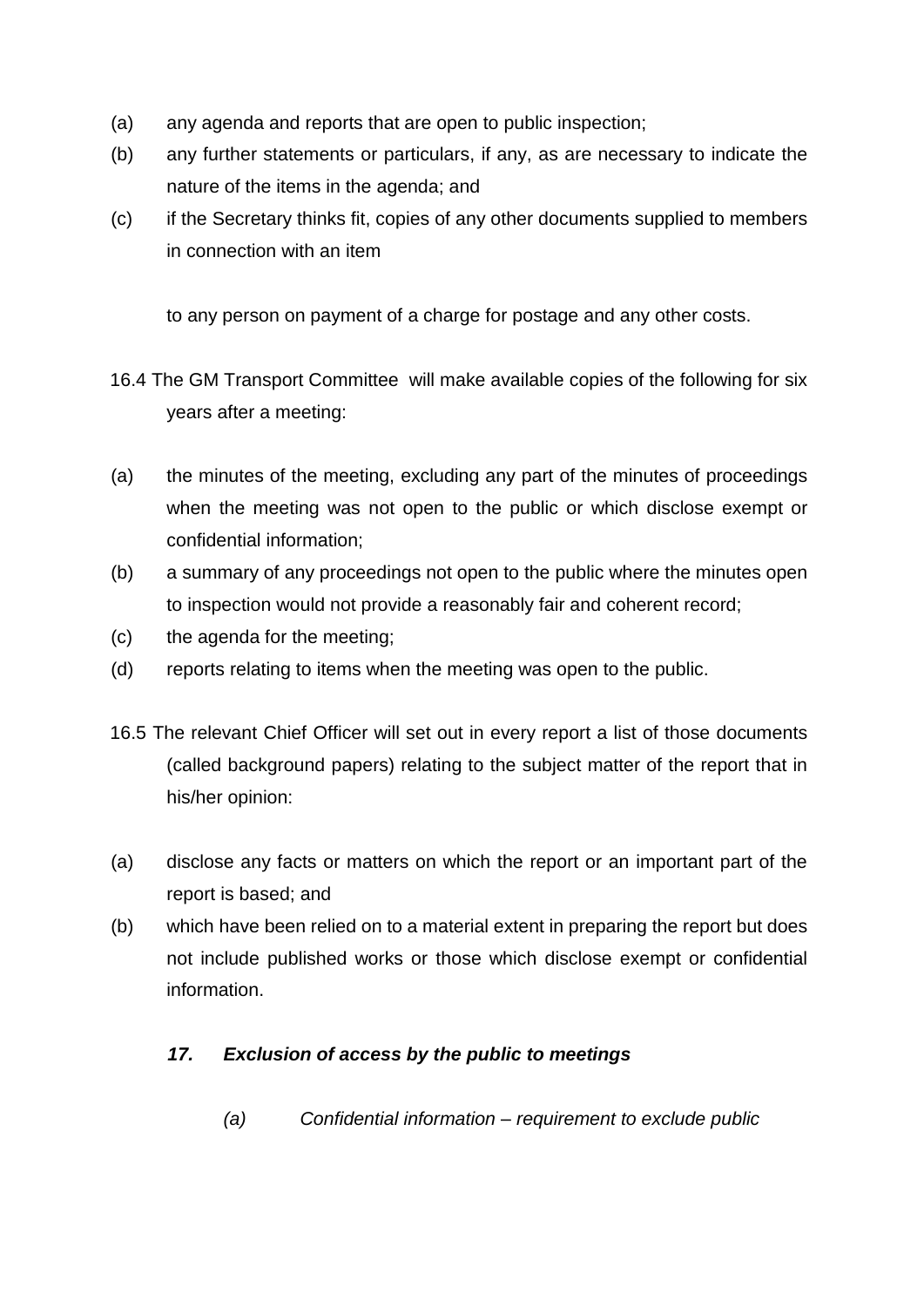(a) any agenda and reports that are open to public inspection;

(b) any further statements or particulars, if any, as are necessary to indicate the nature of the items in the agenda; and

(c) if the Secretary thinks fit, copies of any other documents supplied to members in connection with an item

to any person on payment of a charge for postage and any other costs.

16.4 The GM Transport Committee will make available copies of the following for six years after a meeting:

(a) the minutes of the meeting, excluding any part of the minutes of proceedings when the meeting was not open to the public or which disclose exempt or confidential information;

(b) a summary of any proceedings not open to the public where the minutes open to inspection would not provide a reasonably fair and coherent record;

(c) the agenda for the meeting;

(d) reports relating to items when the meeting was open to the public.

16.5 The relevant Chief Officer will set out in every report a list of those documents (called background papers) relating to the subject matter of the report that in his/her opinion:

(a) disclose any facts or matters on which the report or an important part of the report is based; and

(b) which have been relied on to a material extent in preparing the report but does not include published works or those which disclose exempt or confidential information.

### *17. Exclusion of access by the public to meetings*

*(a) Confidential information – requirement to exclude public*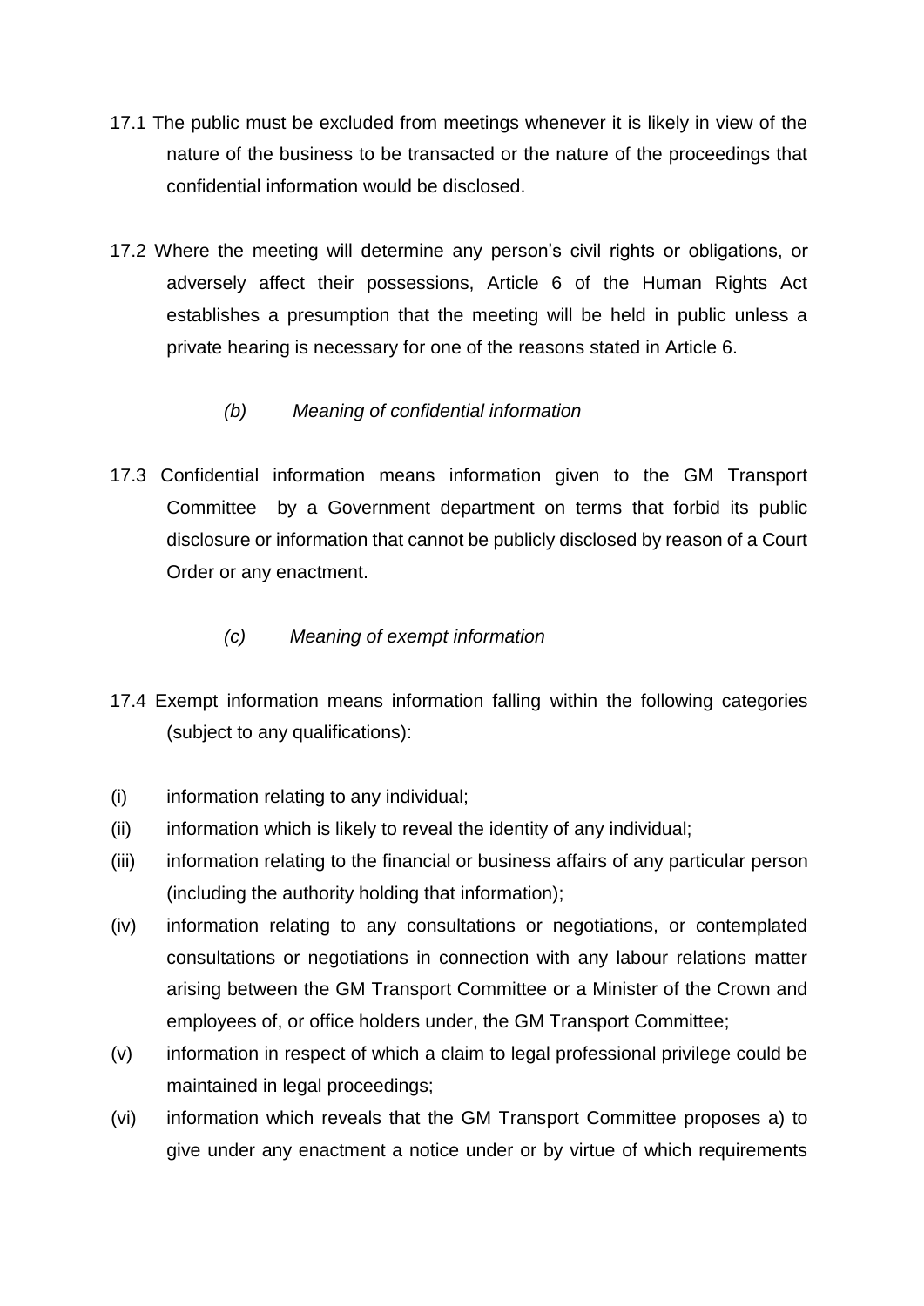17.1 The public must be excluded from meetings whenever it is likely in view of the nature of the business to be transacted or the nature of the proceedings that confidential information would be disclosed.

17.2 Where the meeting will determine any person's civil rights or obligations, or adversely affect their possessions, Article 6 of the Human Rights Act establishes a presumption that the meeting will be held in public unless a private hearing is necessary for one of the reasons stated in Article 6.

*(b) Meaning of confidential information*

17.3 Confidential information means information given to the GM Transport Committee by a Government department on terms that forbid its public disclosure or information that cannot be publicly disclosed by reason of a Court Order or any enactment.

*(c) Meaning of exempt information*

17.4 Exempt information means information falling within the following categories (subject to any qualifications):

(i) information relating to any individual;

(ii) information which is likely to reveal the identity of any individual;

(iii) information relating to the financial or business affairs of any particular person (including the authority holding that information);

(iv) information relating to any consultations or negotiations, or contemplated consultations or negotiations in connection with any labour relations matter arising between the GM Transport Committee or a Minister of the Crown and employees of, or office holders under, the GM Transport Committee;

(v) information in respect of which a claim to legal professional privilege could be maintained in legal proceedings;

(vi) information which reveals that the GM Transport Committee proposes a) to give under any enactment a notice under or by virtue of which requirements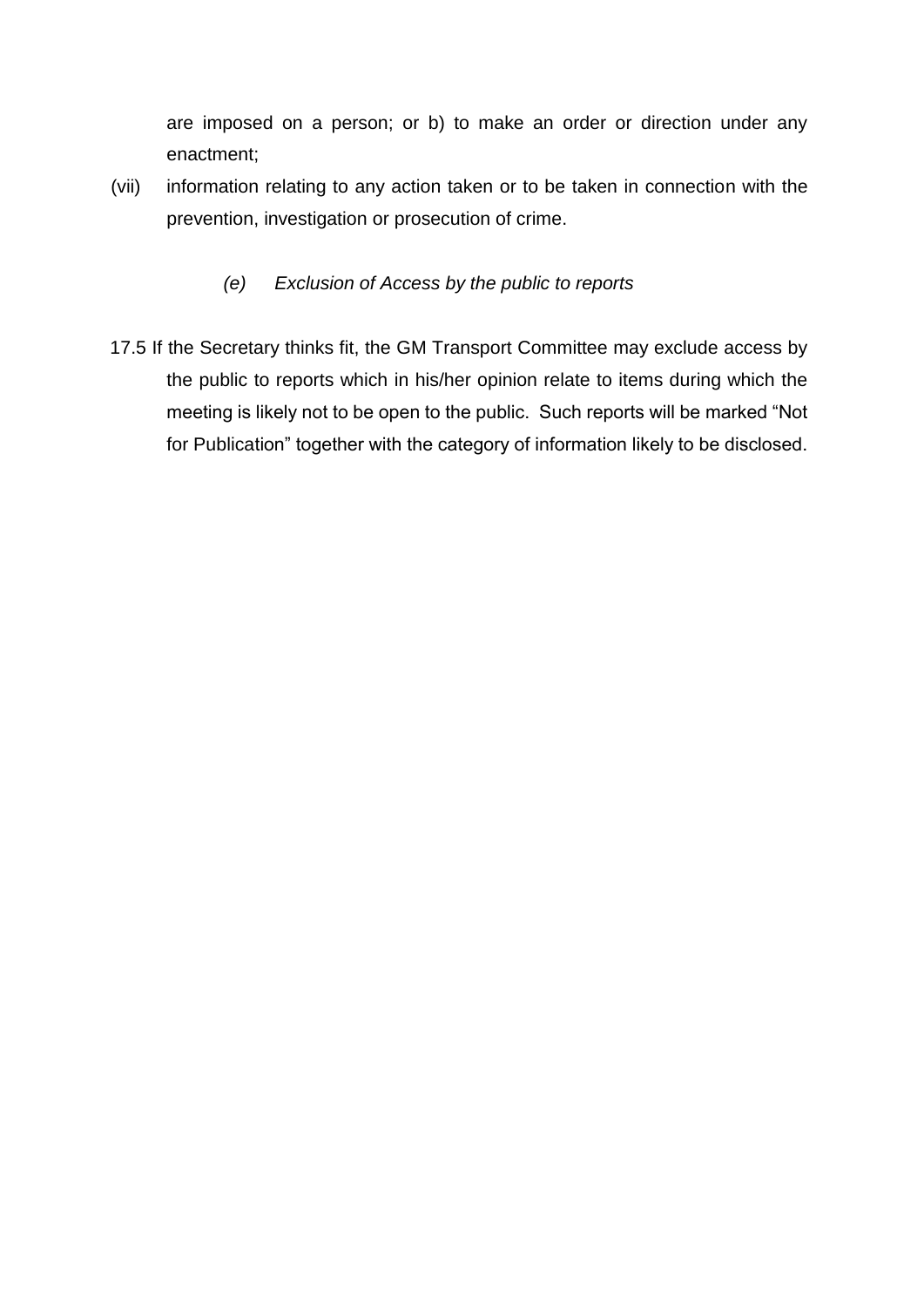are imposed on a person; or b) to make an order or direction under any enactment;

(vii) information relating to any action taken or to be taken in connection with the prevention, investigation or prosecution of crime.

*(e) Exclusion of Access by the public to reports*

17.5 If the Secretary thinks fit, the GM Transport Committee may exclude access by the public to reports which in his/her opinion relate to items during which the meeting is likely not to be open to the public. Such reports will be marked "Not for Publication" together with the category of information likely to be disclosed.